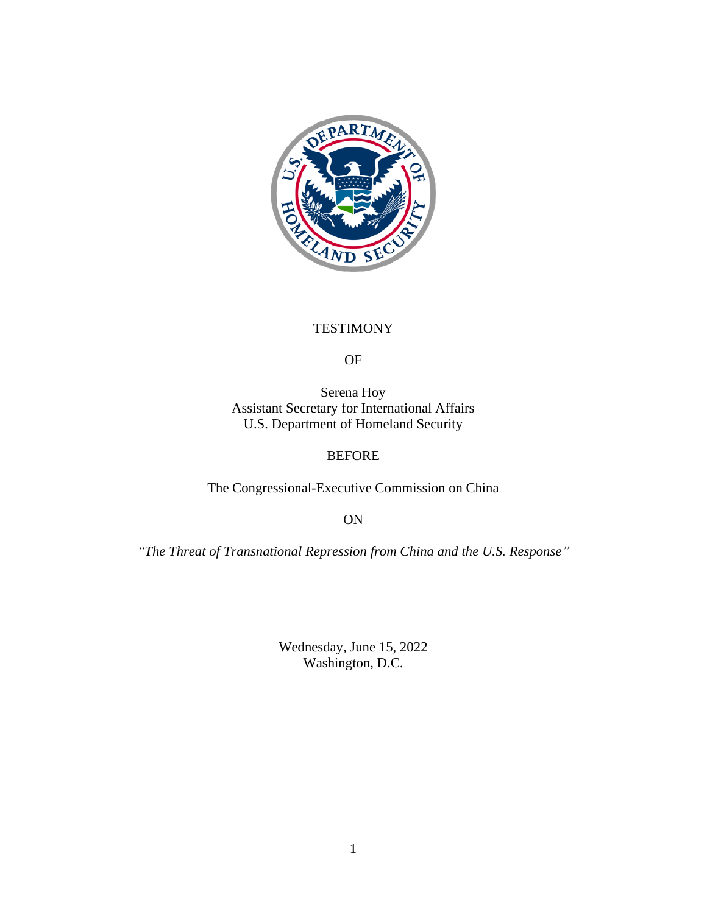TESTIMONY

OF

Serena Hoy
Assistant Secretary for International Affairs
U.S. Department of Homeland Security

BEFORE

The Congressional-Executive Commission on China

ON

*"The Threat of Transnational Repression from China and the U.S. Response"*

Wednesday, June 15, 2022
Washington, D.C.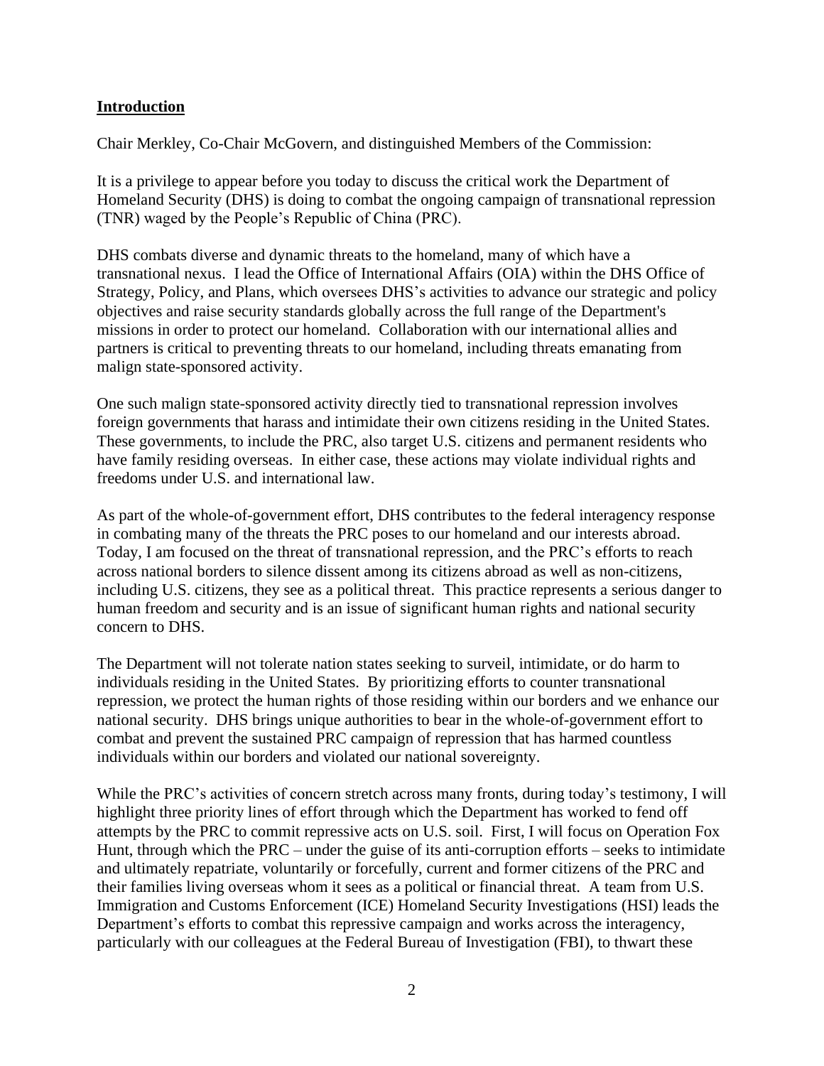## Introduction

Chair Merkley, Co-Chair McGovern, and distinguished Members of the Commission:

It is a privilege to appear before you today to discuss the critical work the Department of Homeland Security (DHS) is doing to combat the ongoing campaign of transnational repression (TNR) waged by the People's Republic of China (PRC).

DHS combats diverse and dynamic threats to the homeland, many of which have a transnational nexus. I lead the Office of International Affairs (OIA) within the DHS Office of Strategy, Policy, and Plans, which oversees DHS's activities to advance our strategic and policy objectives and raise security standards globally across the full range of the Department's missions in order to protect our homeland. Collaboration with our international allies and partners is critical to preventing threats to our homeland, including threats emanating from malign state-sponsored activity.

One such malign state-sponsored activity directly tied to transnational repression involves foreign governments that harass and intimidate their own citizens residing in the United States. These governments, to include the PRC, also target U.S. citizens and permanent residents who have family residing overseas. In either case, these actions may violate individual rights and freedoms under U.S. and international law.

As part of the whole-of-government effort, DHS contributes to the federal interagency response in combating many of the threats the PRC poses to our homeland and our interests abroad. Today, I am focused on the threat of transnational repression, and the PRC's efforts to reach across national borders to silence dissent among its citizens abroad as well as non-citizens, including U.S. citizens, they see as a political threat. This practice represents a serious danger to human freedom and security and is an issue of significant human rights and national security concern to DHS.

The Department will not tolerate nation states seeking to surveil, intimidate, or do harm to individuals residing in the United States. By prioritizing efforts to counter transnational repression, we protect the human rights of those residing within our borders and we enhance our national security. DHS brings unique authorities to bear in the whole-of-government effort to combat and prevent the sustained PRC campaign of repression that has harmed countless individuals within our borders and violated our national sovereignty.

While the PRC's activities of concern stretch across many fronts, during today's testimony, I will highlight three priority lines of effort through which the Department has worked to fend off attempts by the PRC to commit repressive acts on U.S. soil. First, I will focus on Operation Fox Hunt, through which the PRC – under the guise of its anti-corruption efforts – seeks to intimidate and ultimately repatriate, voluntarily or forcefully, current and former citizens of the PRC and their families living overseas whom it sees as a political or financial threat. A team from U.S. Immigration and Customs Enforcement (ICE) Homeland Security Investigations (HSI) leads the Department's efforts to combat this repressive campaign and works across the interagency, particularly with our colleagues at the Federal Bureau of Investigation (FBI), to thwart these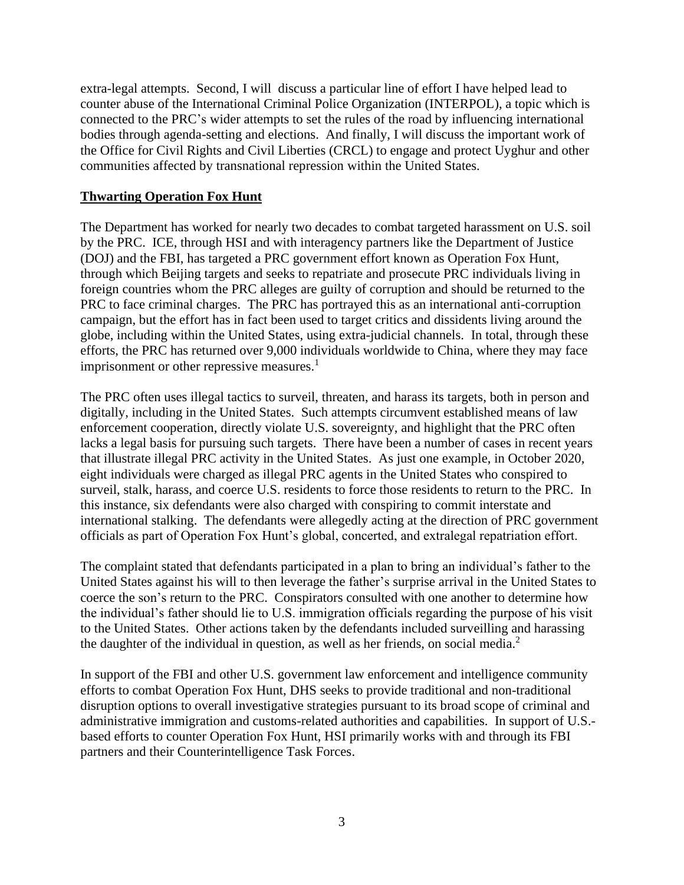extra-legal attempts. Second, I will discuss a particular line of effort I have helped lead to counter abuse of the International Criminal Police Organization (INTERPOL), a topic which is connected to the PRC's wider attempts to set the rules of the road by influencing international bodies through agenda-setting and elections. And finally, I will discuss the important work of the Office for Civil Rights and Civil Liberties (CRCL) to engage and protect Uyghur and other communities affected by transnational repression within the United States.

## Thwarting Operation Fox Hunt

The Department has worked for nearly two decades to combat targeted harassment on U.S. soil by the PRC. ICE, through HSI and with interagency partners like the Department of Justice (DOJ) and the FBI, has targeted a PRC government effort known as Operation Fox Hunt, through which Beijing targets and seeks to repatriate and prosecute PRC individuals living in foreign countries whom the PRC alleges are guilty of corruption and should be returned to the PRC to face criminal charges. The PRC has portrayed this as an international anti-corruption campaign, but the effort has in fact been used to target critics and dissidents living around the globe, including within the United States, using extra-judicial channels. In total, through these efforts, the PRC has returned over 9,000 individuals worldwide to China, where they may face imprisonment or other repressive measures.[1]

The PRC often uses illegal tactics to surveil, threaten, and harass its targets, both in person and digitally, including in the United States. Such attempts circumvent established means of law enforcement cooperation, directly violate U.S. sovereignty, and highlight that the PRC often lacks a legal basis for pursuing such targets. There have been a number of cases in recent years that illustrate illegal PRC activity in the United States. As just one example, in October 2020, eight individuals were charged as illegal PRC agents in the United States who conspired to surveil, stalk, harass, and coerce U.S. residents to force those residents to return to the PRC. In this instance, six defendants were also charged with conspiring to commit interstate and international stalking. The defendants were allegedly acting at the direction of PRC government officials as part of Operation Fox Hunt's global, concerted, and extralegal repatriation effort.

The complaint stated that defendants participated in a plan to bring an individual's father to the United States against his will to then leverage the father's surprise arrival in the United States to coerce the son's return to the PRC. Conspirators consulted with one another to determine how the individual's father should lie to U.S. immigration officials regarding the purpose of his visit to the United States. Other actions taken by the defendants included surveilling and harassing the daughter of the individual in question, as well as her friends, on social media.[2]

In support of the FBI and other U.S. government law enforcement and intelligence community efforts to combat Operation Fox Hunt, DHS seeks to provide traditional and non-traditional disruption options to overall investigative strategies pursuant to its broad scope of criminal and administrative immigration and customs-related authorities and capabilities. In support of U.S.-based efforts to counter Operation Fox Hunt, HSI primarily works with and through its FBI partners and their Counterintelligence Task Forces.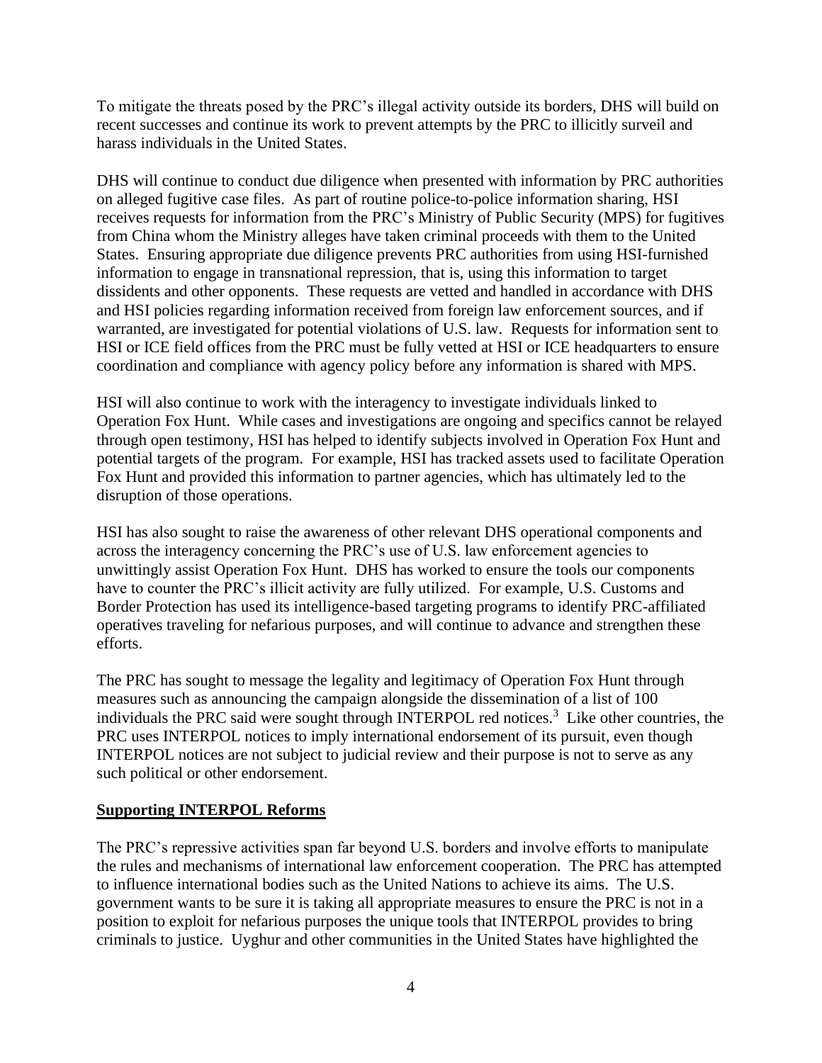To mitigate the threats posed by the PRC's illegal activity outside its borders, DHS will build on recent successes and continue its work to prevent attempts by the PRC to illicitly surveil and harass individuals in the United States.

DHS will continue to conduct due diligence when presented with information by PRC authorities on alleged fugitive case files. As part of routine police-to-police information sharing, HSI receives requests for information from the PRC's Ministry of Public Security (MPS) for fugitives from China whom the Ministry alleges have taken criminal proceeds with them to the United States. Ensuring appropriate due diligence prevents PRC authorities from using HSI-furnished information to engage in transnational repression, that is, using this information to target dissidents and other opponents. These requests are vetted and handled in accordance with DHS and HSI policies regarding information received from foreign law enforcement sources, and if warranted, are investigated for potential violations of U.S. law. Requests for information sent to HSI or ICE field offices from the PRC must be fully vetted at HSI or ICE headquarters to ensure coordination and compliance with agency policy before any information is shared with MPS.

HSI will also continue to work with the interagency to investigate individuals linked to Operation Fox Hunt. While cases and investigations are ongoing and specifics cannot be relayed through open testimony, HSI has helped to identify subjects involved in Operation Fox Hunt and potential targets of the program. For example, HSI has tracked assets used to facilitate Operation Fox Hunt and provided this information to partner agencies, which has ultimately led to the disruption of those operations.

HSI has also sought to raise the awareness of other relevant DHS operational components and across the interagency concerning the PRC's use of U.S. law enforcement agencies to unwittingly assist Operation Fox Hunt. DHS has worked to ensure the tools our components have to counter the PRC's illicit activity are fully utilized. For example, U.S. Customs and Border Protection has used its intelligence-based targeting programs to identify PRC-affiliated operatives traveling for nefarious purposes, and will continue to advance and strengthen these efforts.

The PRC has sought to message the legality and legitimacy of Operation Fox Hunt through measures such as announcing the campaign alongside the dissemination of a list of 100 individuals the PRC said were sought through INTERPOL red notices.[3] Like other countries, the PRC uses INTERPOL notices to imply international endorsement of its pursuit, even though INTERPOL notices are not subject to judicial review and their purpose is not to serve as any such political or other endorsement.

## Supporting INTERPOL Reforms

The PRC's repressive activities span far beyond U.S. borders and involve efforts to manipulate the rules and mechanisms of international law enforcement cooperation. The PRC has attempted to influence international bodies such as the United Nations to achieve its aims. The U.S. government wants to be sure it is taking all appropriate measures to ensure the PRC is not in a position to exploit for nefarious purposes the unique tools that INTERPOL provides to bring criminals to justice. Uyghur and other communities in the United States have highlighted the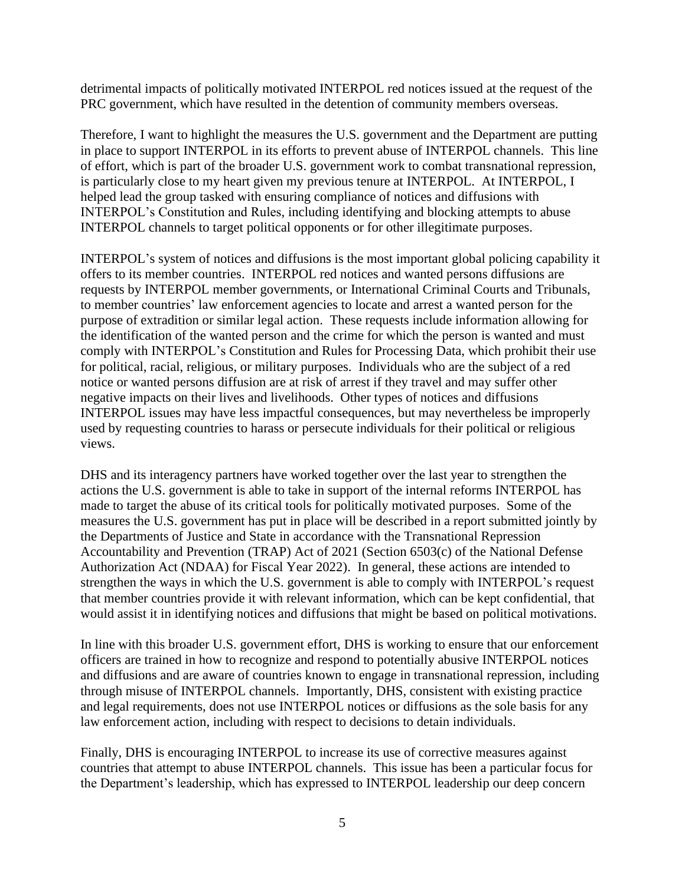detrimental impacts of politically motivated INTERPOL red notices issued at the request of the PRC government, which have resulted in the detention of community members overseas.

Therefore, I want to highlight the measures the U.S. government and the Department are putting in place to support INTERPOL in its efforts to prevent abuse of INTERPOL channels. This line of effort, which is part of the broader U.S. government work to combat transnational repression, is particularly close to my heart given my previous tenure at INTERPOL. At INTERPOL, I helped lead the group tasked with ensuring compliance of notices and diffusions with INTERPOL's Constitution and Rules, including identifying and blocking attempts to abuse INTERPOL channels to target political opponents or for other illegitimate purposes.

INTERPOL's system of notices and diffusions is the most important global policing capability it offers to its member countries. INTERPOL red notices and wanted persons diffusions are requests by INTERPOL member governments, or International Criminal Courts and Tribunals, to member countries' law enforcement agencies to locate and arrest a wanted person for the purpose of extradition or similar legal action. These requests include information allowing for the identification of the wanted person and the crime for which the person is wanted and must comply with INTERPOL's Constitution and Rules for Processing Data, which prohibit their use for political, racial, religious, or military purposes. Individuals who are the subject of a red notice or wanted persons diffusion are at risk of arrest if they travel and may suffer other negative impacts on their lives and livelihoods. Other types of notices and diffusions INTERPOL issues may have less impactful consequences, but may nevertheless be improperly used by requesting countries to harass or persecute individuals for their political or religious views.

DHS and its interagency partners have worked together over the last year to strengthen the actions the U.S. government is able to take in support of the internal reforms INTERPOL has made to target the abuse of its critical tools for politically motivated purposes. Some of the measures the U.S. government has put in place will be described in a report submitted jointly by the Departments of Justice and State in accordance with the Transnational Repression Accountability and Prevention (TRAP) Act of 2021 (Section 6503(c) of the National Defense Authorization Act (NDAA) for Fiscal Year 2022). In general, these actions are intended to strengthen the ways in which the U.S. government is able to comply with INTERPOL's request that member countries provide it with relevant information, which can be kept confidential, that would assist it in identifying notices and diffusions that might be based on political motivations.

In line with this broader U.S. government effort, DHS is working to ensure that our enforcement officers are trained in how to recognize and respond to potentially abusive INTERPOL notices and diffusions and are aware of countries known to engage in transnational repression, including through misuse of INTERPOL channels. Importantly, DHS, consistent with existing practice and legal requirements, does not use INTERPOL notices or diffusions as the sole basis for any law enforcement action, including with respect to decisions to detain individuals.

Finally, DHS is encouraging INTERPOL to increase its use of corrective measures against countries that attempt to abuse INTERPOL channels. This issue has been a particular focus for the Department's leadership, which has expressed to INTERPOL leadership our deep concern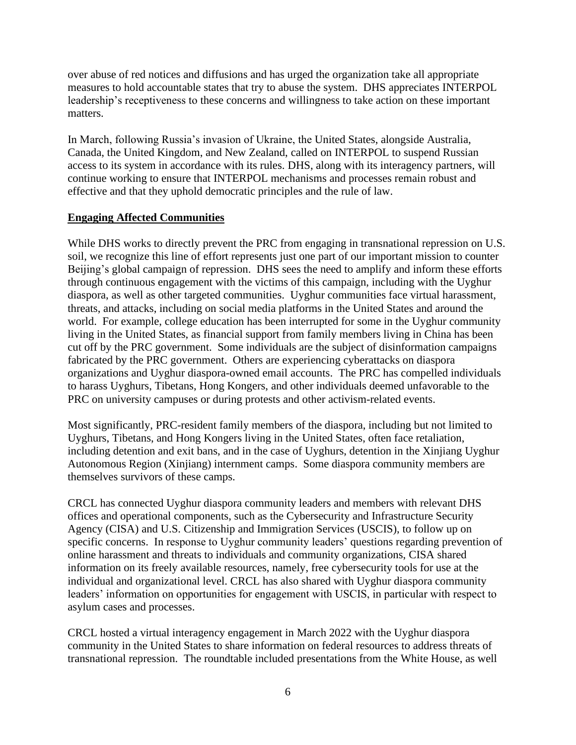over abuse of red notices and diffusions and has urged the organization take all appropriate measures to hold accountable states that try to abuse the system. DHS appreciates INTERPOL leadership's receptiveness to these concerns and willingness to take action on these important matters.

In March, following Russia's invasion of Ukraine, the United States, alongside Australia, Canada, the United Kingdom, and New Zealand, called on INTERPOL to suspend Russian access to its system in accordance with its rules. DHS, along with its interagency partners, will continue working to ensure that INTERPOL mechanisms and processes remain robust and effective and that they uphold democratic principles and the rule of law.

## Engaging Affected Communities

While DHS works to directly prevent the PRC from engaging in transnational repression on U.S. soil, we recognize this line of effort represents just one part of our important mission to counter Beijing's global campaign of repression. DHS sees the need to amplify and inform these efforts through continuous engagement with the victims of this campaign, including with the Uyghur diaspora, as well as other targeted communities. Uyghur communities face virtual harassment, threats, and attacks, including on social media platforms in the United States and around the world. For example, college education has been interrupted for some in the Uyghur community living in the United States, as financial support from family members living in China has been cut off by the PRC government. Some individuals are the subject of disinformation campaigns fabricated by the PRC government. Others are experiencing cyberattacks on diaspora organizations and Uyghur diaspora-owned email accounts. The PRC has compelled individuals to harass Uyghurs, Tibetans, Hong Kongers, and other individuals deemed unfavorable to the PRC on university campuses or during protests and other activism-related events.

Most significantly, PRC-resident family members of the diaspora, including but not limited to Uyghurs, Tibetans, and Hong Kongers living in the United States, often face retaliation, including detention and exit bans, and in the case of Uyghurs, detention in the Xinjiang Uyghur Autonomous Region (Xinjiang) internment camps. Some diaspora community members are themselves survivors of these camps.

CRCL has connected Uyghur diaspora community leaders and members with relevant DHS offices and operational components, such as the Cybersecurity and Infrastructure Security Agency (CISA) and U.S. Citizenship and Immigration Services (USCIS), to follow up on specific concerns. In response to Uyghur community leaders' questions regarding prevention of online harassment and threats to individuals and community organizations, CISA shared information on its freely available resources, namely, free cybersecurity tools for use at the individual and organizational level. CRCL has also shared with Uyghur diaspora community leaders' information on opportunities for engagement with USCIS, in particular with respect to asylum cases and processes.

CRCL hosted a virtual interagency engagement in March 2022 with the Uyghur diaspora community in the United States to share information on federal resources to address threats of transnational repression. The roundtable included presentations from the White House, as well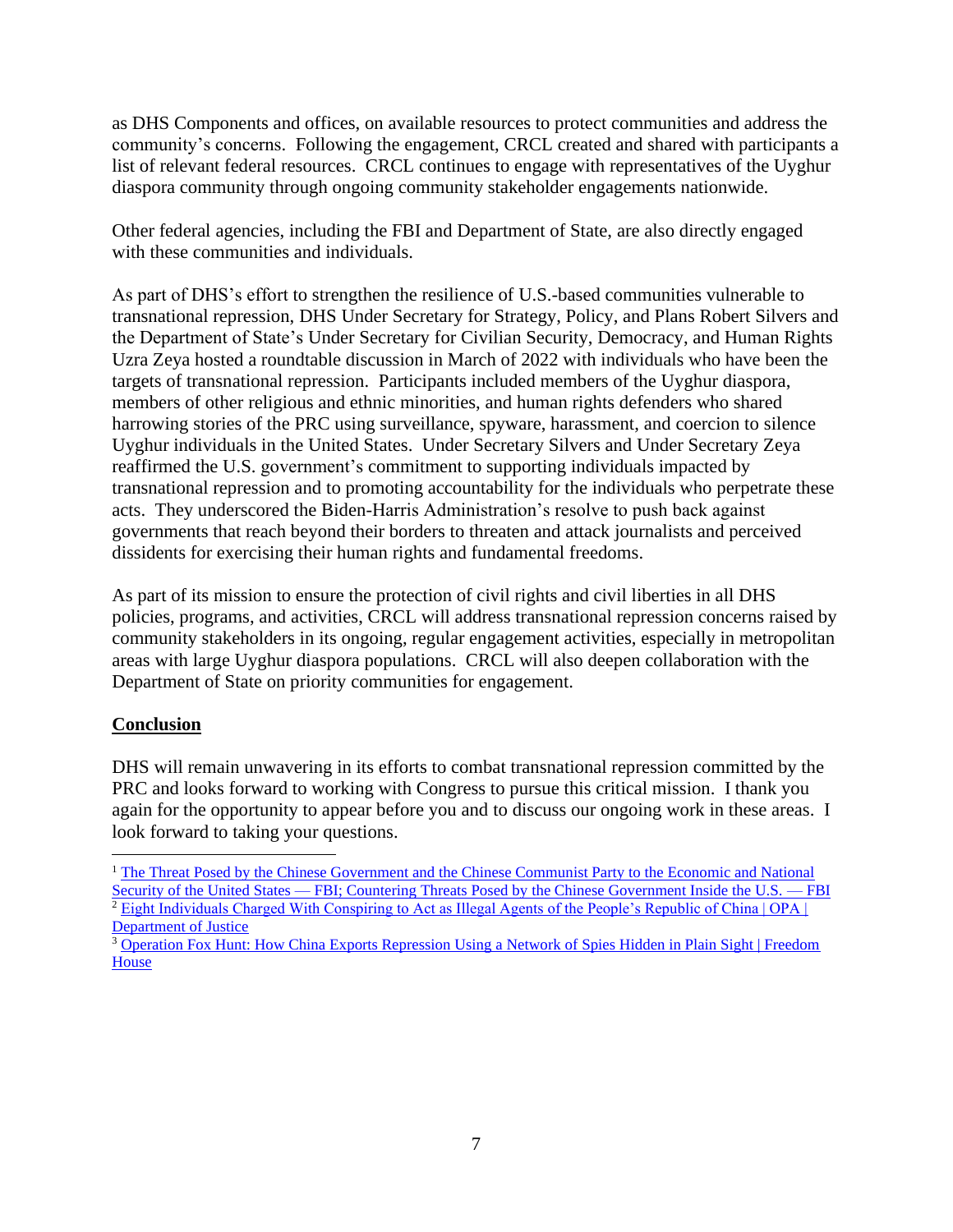as DHS Components and offices, on available resources to protect communities and address the community's concerns. Following the engagement, CRCL created and shared with participants a list of relevant federal resources. CRCL continues to engage with representatives of the Uyghur diaspora community through ongoing community stakeholder engagements nationwide.

Other federal agencies, including the FBI and Department of State, are also directly engaged with these communities and individuals.

As part of DHS's effort to strengthen the resilience of U.S.-based communities vulnerable to transnational repression, DHS Under Secretary for Strategy, Policy, and Plans Robert Silvers and the Department of State's Under Secretary for Civilian Security, Democracy, and Human Rights Uzra Zeya hosted a roundtable discussion in March of 2022 with individuals who have been the targets of transnational repression. Participants included members of the Uyghur diaspora, members of other religious and ethnic minorities, and human rights defenders who shared harrowing stories of the PRC using surveillance, spyware, harassment, and coercion to silence Uyghur individuals in the United States. Under Secretary Silvers and Under Secretary Zeya reaffirmed the U.S. government's commitment to supporting individuals impacted by transnational repression and to promoting accountability for the individuals who perpetrate these acts. They underscored the Biden-Harris Administration's resolve to push back against governments that reach beyond their borders to threaten and attack journalists and perceived dissidents for exercising their human rights and fundamental freedoms.

As part of its mission to ensure the protection of civil rights and civil liberties in all DHS policies, programs, and activities, CRCL will address transnational repression concerns raised by community stakeholders in its ongoing, regular engagement activities, especially in metropolitan areas with large Uyghur diaspora populations. CRCL will also deepen collaboration with the Department of State on priority communities for engagement.

## Conclusion

DHS will remain unwavering in its efforts to combat transnational repression committed by the PRC and looks forward to working with Congress to pursue this critical mission. I thank you again for the opportunity to appear before you and to discuss our ongoing work in these areas. I look forward to taking your questions.

---

[1] The Threat Posed by the Chinese Government and the Chinese Communist Party to the Economic and National Security of the United States — FBI; Countering Threats Posed by the Chinese Government Inside the U.S. — FBI

[2] Eight Individuals Charged With Conspiring to Act as Illegal Agents of the People's Republic of China | OPA | Department of Justice

[3] Operation Fox Hunt: How China Exports Repression Using a Network of Spies Hidden in Plain Sight | Freedom House